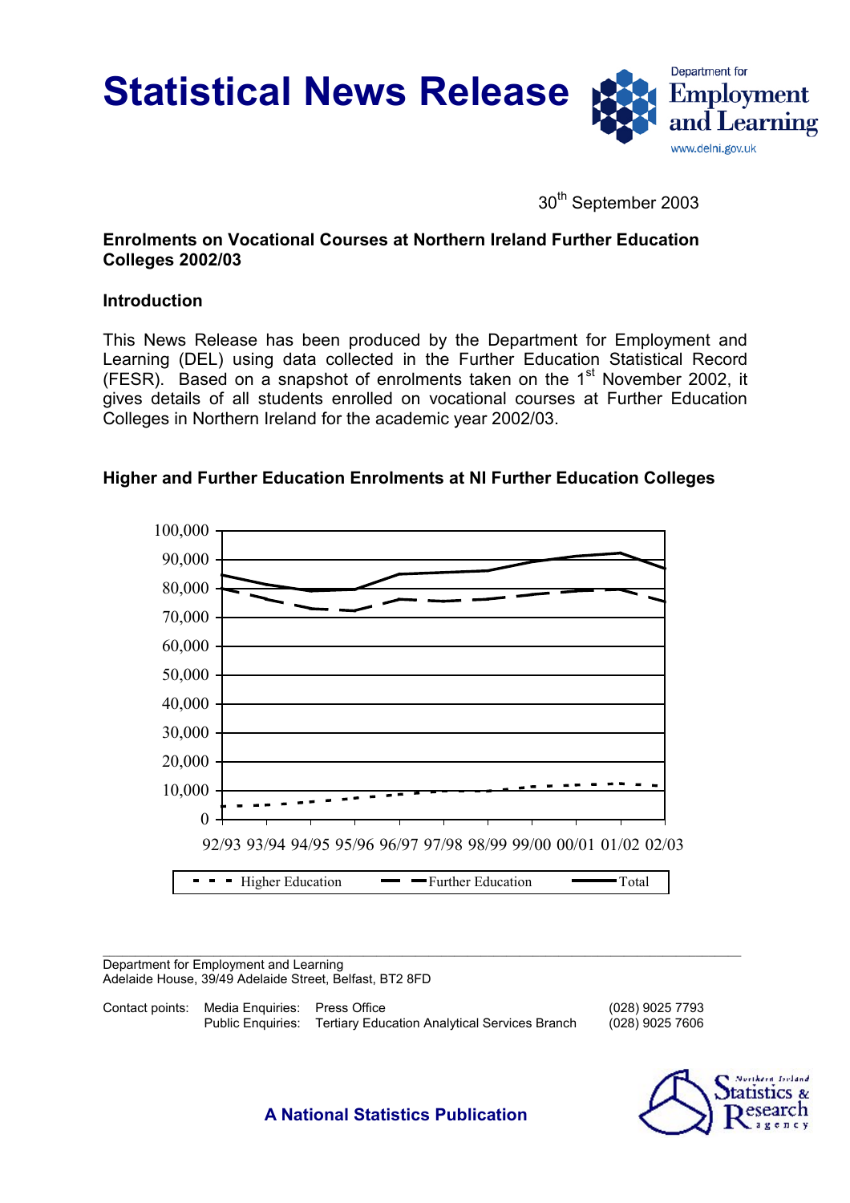# Statistical News Release

Department for Employment and Learning
www.delni.gov.uk

30th September 2003

**Enrolments on Vocational Courses at Northern Ireland Further Education Colleges 2002/03**

**Introduction**

This News Release has been produced by the Department for Employment and Learning (DEL) using data collected in the Further Education Statistical Record (FESR). Based on a snapshot of enrolments taken on the 1st November 2002, it gives details of all students enrolled on vocational courses at Further Education Colleges in Northern Ireland for the academic year 2002/03.

**Higher and Further Education Enrolments at NI Further Education Colleges**

Department for Employment and Learning
Adelaide House, 39/49 Adelaide Street, Belfast, BT2 8FD

| Contact points: | | | |
|---|---|---|---|
| Media Enquiries: | Press Office | | (028) 9025 7793 |
| Public Enquiries: | Tertiary Education Analytical Services Branch | | (028) 9025 7606 |

**A National Statistics Publication**

Northern Ireland Statistics & Research agency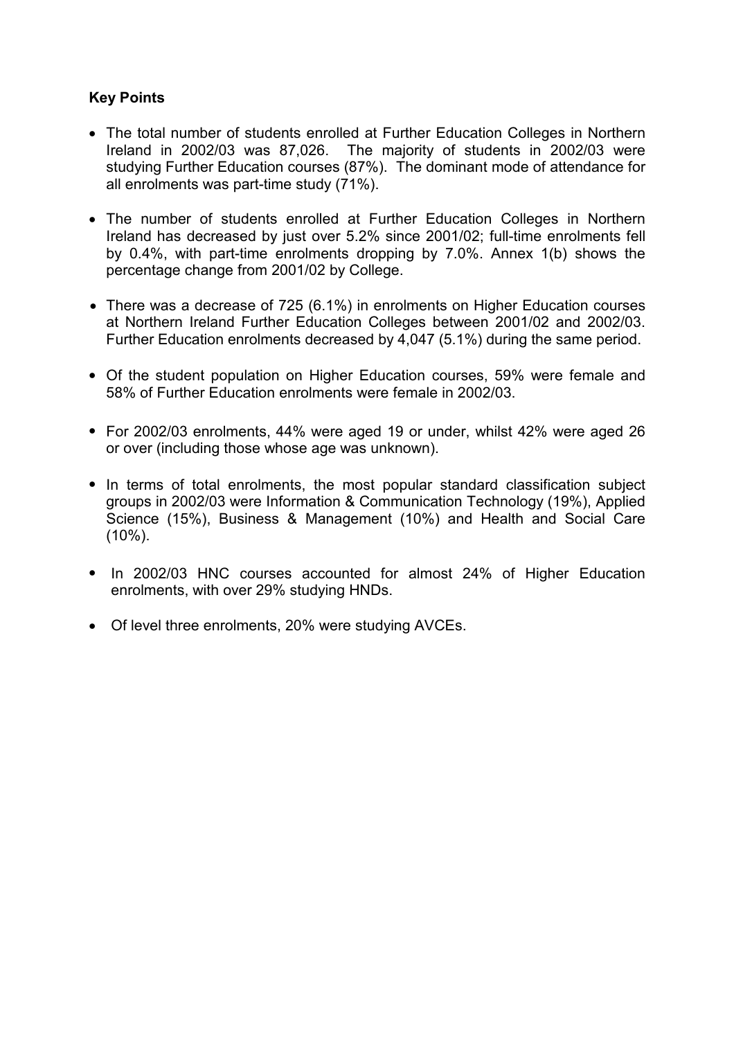**Key Points**

- The total number of students enrolled at Further Education Colleges in Northern Ireland in 2002/03 was 87,026. The majority of students in 2002/03 were studying Further Education courses (87%). The dominant mode of attendance for all enrolments was part-time study (71%).

- The number of students enrolled at Further Education Colleges in Northern Ireland has decreased by just over 5.2% since 2001/02; full-time enrolments fell by 0.4%, with part-time enrolments dropping by 7.0%. Annex 1(b) shows the percentage change from 2001/02 by College.

- There was a decrease of 725 (6.1%) in enrolments on Higher Education courses at Northern Ireland Further Education Colleges between 2001/02 and 2002/03. Further Education enrolments decreased by 4,047 (5.1%) during the same period.

- Of the student population on Higher Education courses, 59% were female and 58% of Further Education enrolments were female in 2002/03.

- For 2002/03 enrolments, 44% were aged 19 or under, whilst 42% were aged 26 or over (including those whose age was unknown).

- In terms of total enrolments, the most popular standard classification subject groups in 2002/03 were Information & Communication Technology (19%), Applied Science (15%), Business & Management (10%) and Health and Social Care (10%).

- In 2002/03 HNC courses accounted for almost 24% of Higher Education enrolments, with over 29% studying HNDs.

- Of level three enrolments, 20% were studying AVCEs.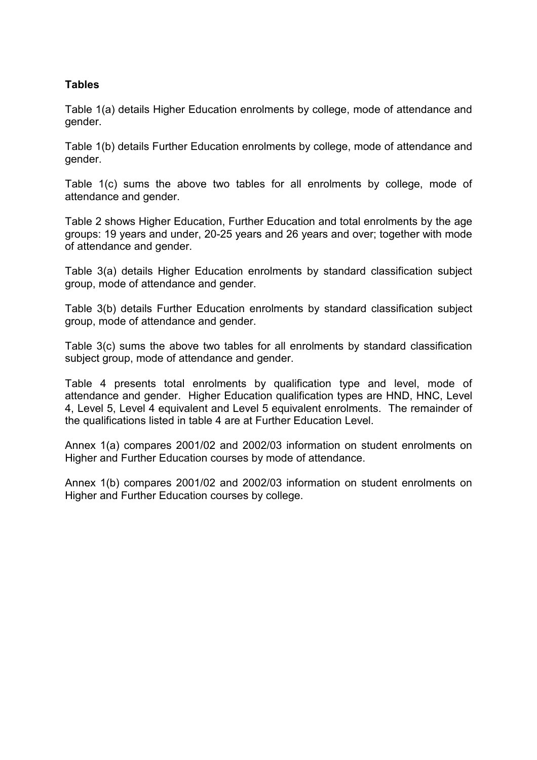**Tables**

Table 1(a) details Higher Education enrolments by college, mode of attendance and gender.

Table 1(b) details Further Education enrolments by college, mode of attendance and gender.

Table 1(c) sums the above two tables for all enrolments by college, mode of attendance and gender.

Table 2 shows Higher Education, Further Education and total enrolments by the age groups: 19 years and under, 20-25 years and 26 years and over; together with mode of attendance and gender.

Table 3(a) details Higher Education enrolments by standard classification subject group, mode of attendance and gender.

Table 3(b) details Further Education enrolments by standard classification subject group, mode of attendance and gender.

Table 3(c) sums the above two tables for all enrolments by standard classification subject group, mode of attendance and gender.

Table 4 presents total enrolments by qualification type and level, mode of attendance and gender. Higher Education qualification types are HND, HNC, Level 4, Level 5, Level 4 equivalent and Level 5 equivalent enrolments. The remainder of the qualifications listed in table 4 are at Further Education Level.

Annex 1(a) compares 2001/02 and 2002/03 information on student enrolments on Higher and Further Education courses by mode of attendance.

Annex 1(b) compares 2001/02 and 2002/03 information on student enrolments on Higher and Further Education courses by college.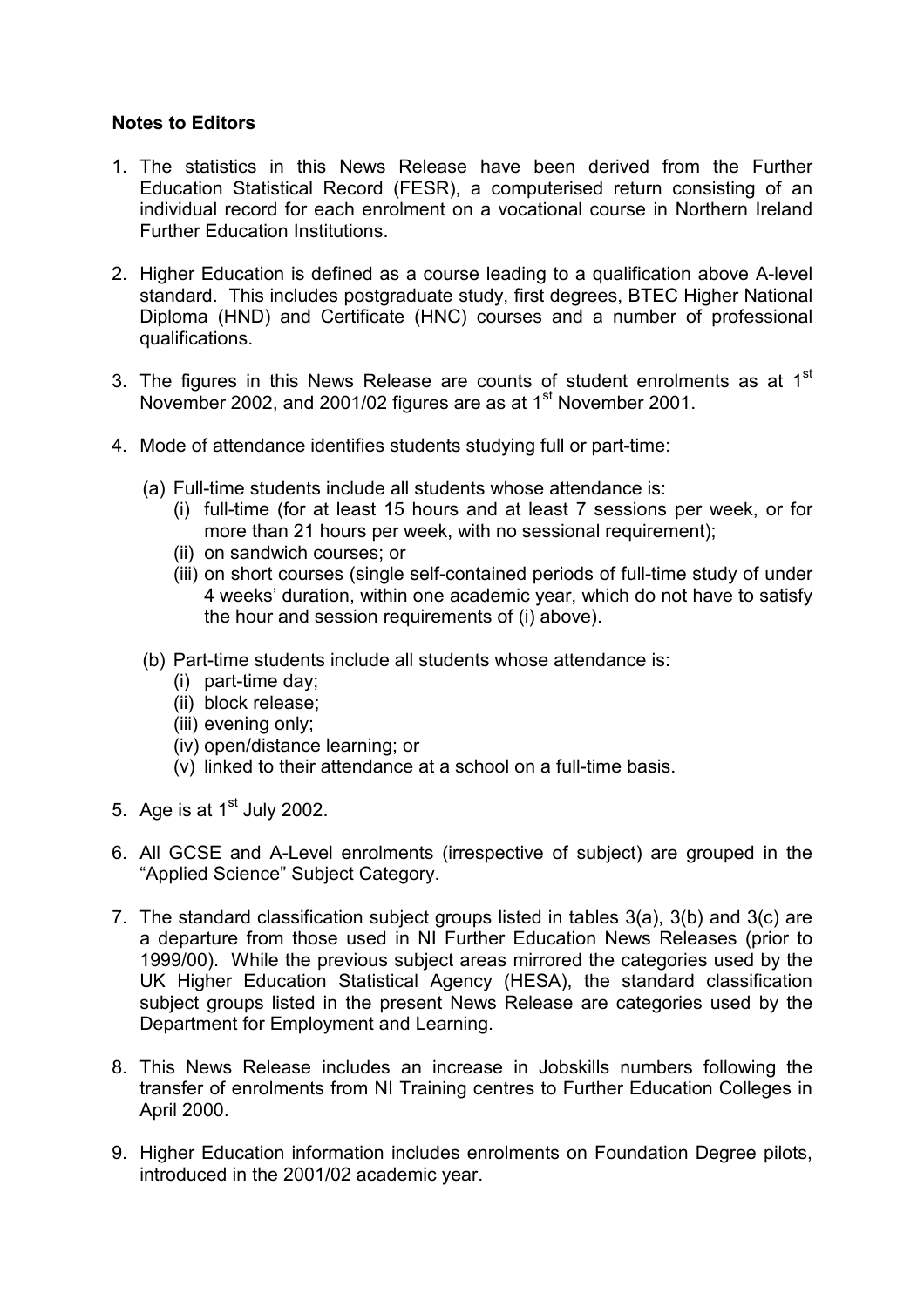**Notes to Editors**

1. The statistics in this News Release have been derived from the Further Education Statistical Record (FESR), a computerised return consisting of an individual record for each enrolment on a vocational course in Northern Ireland Further Education Institutions.

2. Higher Education is defined as a course leading to a qualification above A-level standard. This includes postgraduate study, first degrees, BTEC Higher National Diploma (HND) and Certificate (HNC) courses and a number of professional qualifications.

3. The figures in this News Release are counts of student enrolments as at 1st November 2002, and 2001/02 figures are as at 1st November 2001.

4. Mode of attendance identifies students studying full or part-time:

   (a) Full-time students include all students whose attendance is:
      (i) full-time (for at least 15 hours and at least 7 sessions per week, or for more than 21 hours per week, with no sessional requirement);
      (ii) on sandwich courses; or
      (iii) on short courses (single self-contained periods of full-time study of under 4 weeks' duration, within one academic year, which do not have to satisfy the hour and session requirements of (i) above).

   (b) Part-time students include all students whose attendance is:
      (i) part-time day;
      (ii) block release;
      (iii) evening only;
      (iv) open/distance learning; or
      (v) linked to their attendance at a school on a full-time basis.

5. Age is at 1st July 2002.

6. All GCSE and A-Level enrolments (irrespective of subject) are grouped in the "Applied Science" Subject Category.

7. The standard classification subject groups listed in tables 3(a), 3(b) and 3(c) are a departure from those used in NI Further Education News Releases (prior to 1999/00). While the previous subject areas mirrored the categories used by the UK Higher Education Statistical Agency (HESA), the standard classification subject groups listed in the present News Release are categories used by the Department for Employment and Learning.

8. This News Release includes an increase in Jobskills numbers following the transfer of enrolments from NI Training centres to Further Education Colleges in April 2000.

9. Higher Education information includes enrolments on Foundation Degree pilots, introduced in the 2001/02 academic year.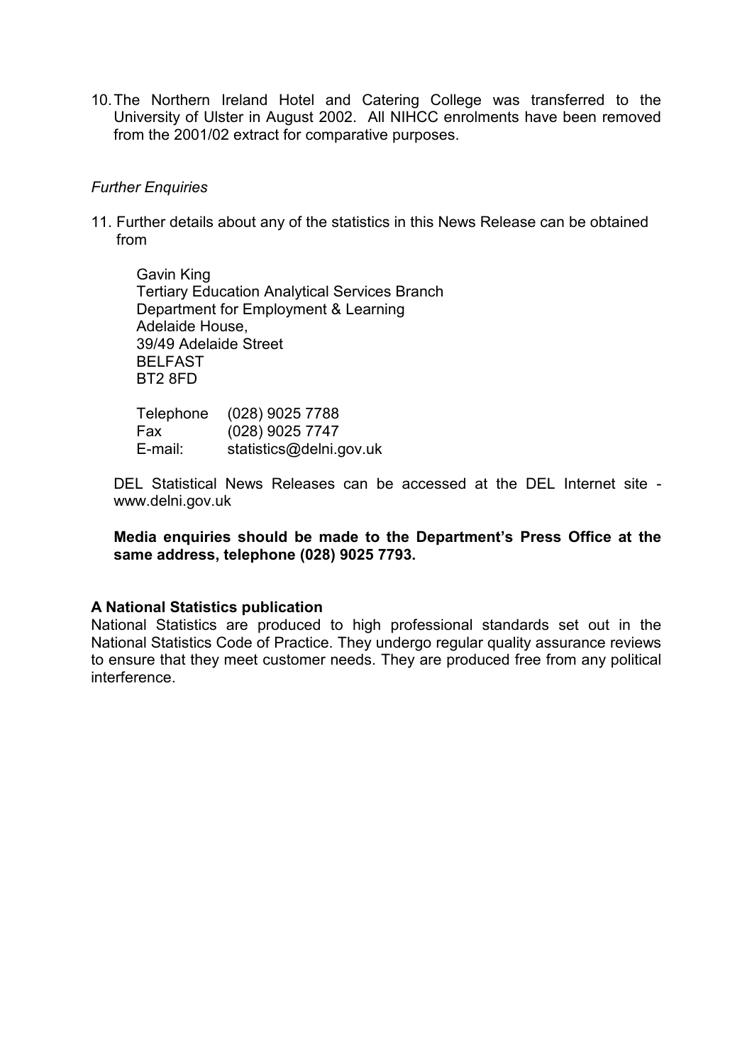10. The Northern Ireland Hotel and Catering College was transferred to the University of Ulster in August 2002. All NIHCC enrolments have been removed from the 2001/02 extract for comparative purposes.

*Further Enquiries*

11. Further details about any of the statistics in this News Release can be obtained from

    Gavin King
    Tertiary Education Analytical Services Branch
    Department for Employment & Learning
    Adelaide House,
    39/49 Adelaide Street
    BELFAST
    BT2 8FD

    Telephone (028) 9025 7788
    Fax (028) 9025 7747
    E-mail: statistics@delni.gov.uk

    DEL Statistical News Releases can be accessed at the DEL Internet site - www.delni.gov.uk

    **Media enquiries should be made to the Department's Press Office at the same address, telephone (028) 9025 7793.**

**A National Statistics publication**

National Statistics are produced to high professional standards set out in the National Statistics Code of Practice. They undergo regular quality assurance reviews to ensure that they meet customer needs. They are produced free from any political interference.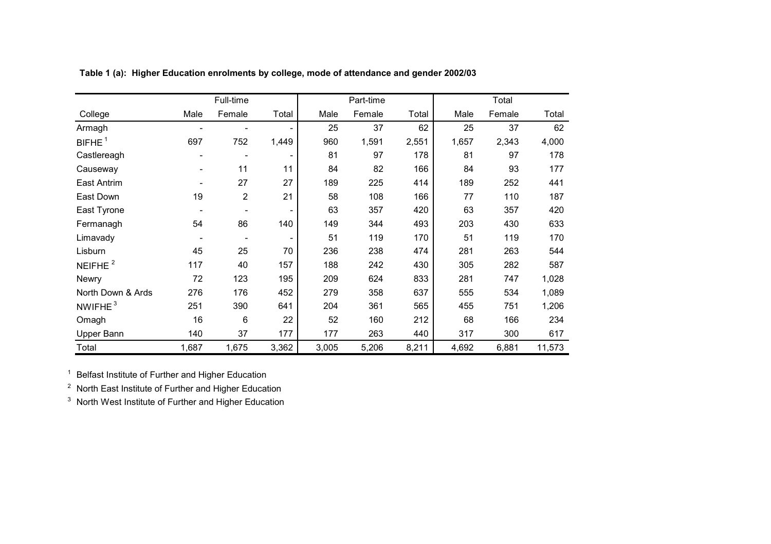**Table 1 (a): Higher Education enrolments by college, mode of attendance and gender 2002/03**

| | Full-time | | | Part-time | | | Total | | |
|---|---|---|---|---|---|---|---|---|---|
| College | Male | Female | Total | Male | Female | Total | Male | Female | Total |
| Armagh | - | - | - | 25 | 37 | 62 | 25 | 37 | 62 |
| BIFHE [1] | 697 | 752 | 1,449 | 960 | 1,591 | 2,551 | 1,657 | 2,343 | 4,000 |
| Castlereagh | - | - | - | 81 | 97 | 178 | 81 | 97 | 178 |
| Causeway | - | 11 | 11 | 84 | 82 | 166 | 84 | 93 | 177 |
| East Antrim | - | 27 | 27 | 189 | 225 | 414 | 189 | 252 | 441 |
| East Down | 19 | 2 | 21 | 58 | 108 | 166 | 77 | 110 | 187 |
| East Tyrone | - | - | - | 63 | 357 | 420 | 63 | 357 | 420 |
| Fermanagh | 54 | 86 | 140 | 149 | 344 | 493 | 203 | 430 | 633 |
| Limavady | - | - | - | 51 | 119 | 170 | 51 | 119 | 170 |
| Lisburn | 45 | 25 | 70 | 236 | 238 | 474 | 281 | 263 | 544 |
| NEIFHE [2] | 117 | 40 | 157 | 188 | 242 | 430 | 305 | 282 | 587 |
| Newry | 72 | 123 | 195 | 209 | 624 | 833 | 281 | 747 | 1,028 |
| North Down & Ards | 276 | 176 | 452 | 279 | 358 | 637 | 555 | 534 | 1,089 |
| NWIFHE [3] | 251 | 390 | 641 | 204 | 361 | 565 | 455 | 751 | 1,206 |
| Omagh | 16 | 6 | 22 | 52 | 160 | 212 | 68 | 166 | 234 |
| Upper Bann | 140 | 37 | 177 | 177 | 263 | 440 | 317 | 300 | 617 |
| Total | 1,687 | 1,675 | 3,362 | 3,005 | 5,206 | 8,211 | 4,692 | 6,881 | 11,573 |

[1] Belfast Institute of Further and Higher Education

[2] North East Institute of Further and Higher Education

[3] North West Institute of Further and Higher Education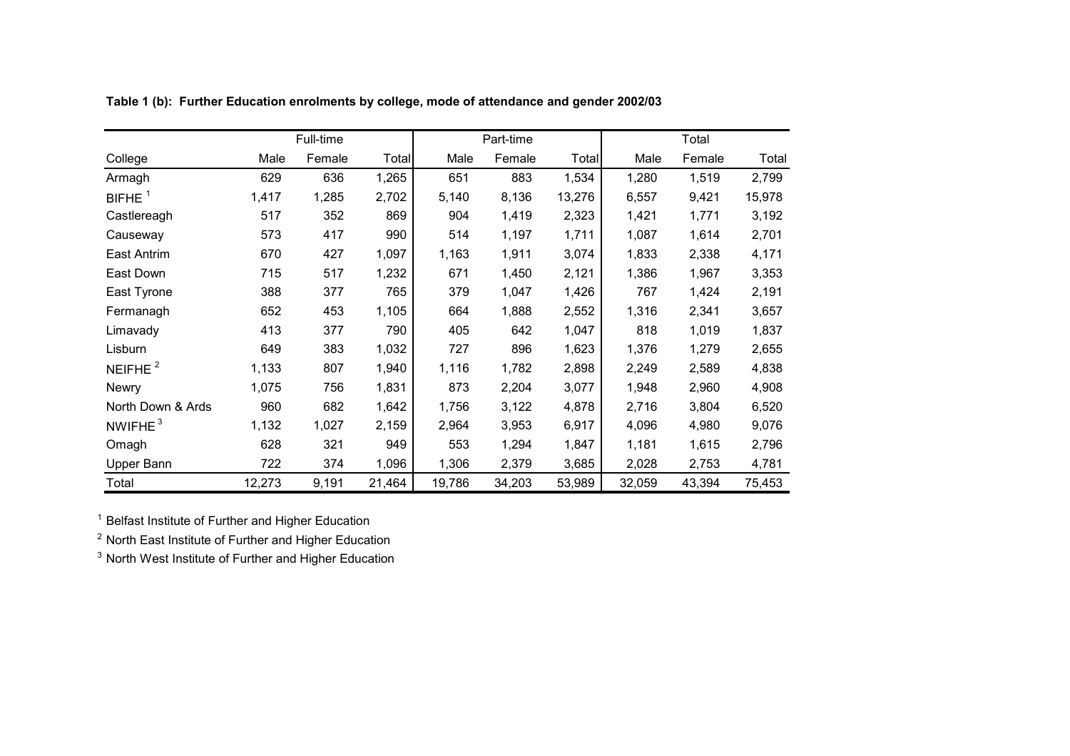**Table 1 (b): Further Education enrolments by college, mode of attendance and gender 2002/03**

| | Full-time | | | Part-time | | | Total | | |
|---|---|---|---|---|---|---|---|---|---|
| College | Male | Female | Total | Male | Female | Total | Male | Female | Total |
| Armagh | 629 | 636 | 1,265 | 651 | 883 | 1,534 | 1,280 | 1,519 | 2,799 |
| BIFHE [1] | 1,417 | 1,285 | 2,702 | 5,140 | 8,136 | 13,276 | 6,557 | 9,421 | 15,978 |
| Castlereagh | 517 | 352 | 869 | 904 | 1,419 | 2,323 | 1,421 | 1,771 | 3,192 |
| Causeway | 573 | 417 | 990 | 514 | 1,197 | 1,711 | 1,087 | 1,614 | 2,701 |
| East Antrim | 670 | 427 | 1,097 | 1,163 | 1,911 | 3,074 | 1,833 | 2,338 | 4,171 |
| East Down | 715 | 517 | 1,232 | 671 | 1,450 | 2,121 | 1,386 | 1,967 | 3,353 |
| East Tyrone | 388 | 377 | 765 | 379 | 1,047 | 1,426 | 767 | 1,424 | 2,191 |
| Fermanagh | 652 | 453 | 1,105 | 664 | 1,888 | 2,552 | 1,316 | 2,341 | 3,657 |
| Limavady | 413 | 377 | 790 | 405 | 642 | 1,047 | 818 | 1,019 | 1,837 |
| Lisburn | 649 | 383 | 1,032 | 727 | 896 | 1,623 | 1,376 | 1,279 | 2,655 |
| NEIFHE [2] | 1,133 | 807 | 1,940 | 1,116 | 1,782 | 2,898 | 2,249 | 2,589 | 4,838 |
| Newry | 1,075 | 756 | 1,831 | 873 | 2,204 | 3,077 | 1,948 | 2,960 | 4,908 |
| North Down & Ards | 960 | 682 | 1,642 | 1,756 | 3,122 | 4,878 | 2,716 | 3,804 | 6,520 |
| NWIFHE [3] | 1,132 | 1,027 | 2,159 | 2,964 | 3,953 | 6,917 | 4,096 | 4,980 | 9,076 |
| Omagh | 628 | 321 | 949 | 553 | 1,294 | 1,847 | 1,181 | 1,615 | 2,796 |
| Upper Bann | 722 | 374 | 1,096 | 1,306 | 2,379 | 3,685 | 2,028 | 2,753 | 4,781 |
| Total | 12,273 | 9,191 | 21,464 | 19,786 | 34,203 | 53,989 | 32,059 | 43,394 | 75,453 |

[1] Belfast Institute of Further and Higher Education

[2] North East Institute of Further and Higher Education

[3] North West Institute of Further and Higher Education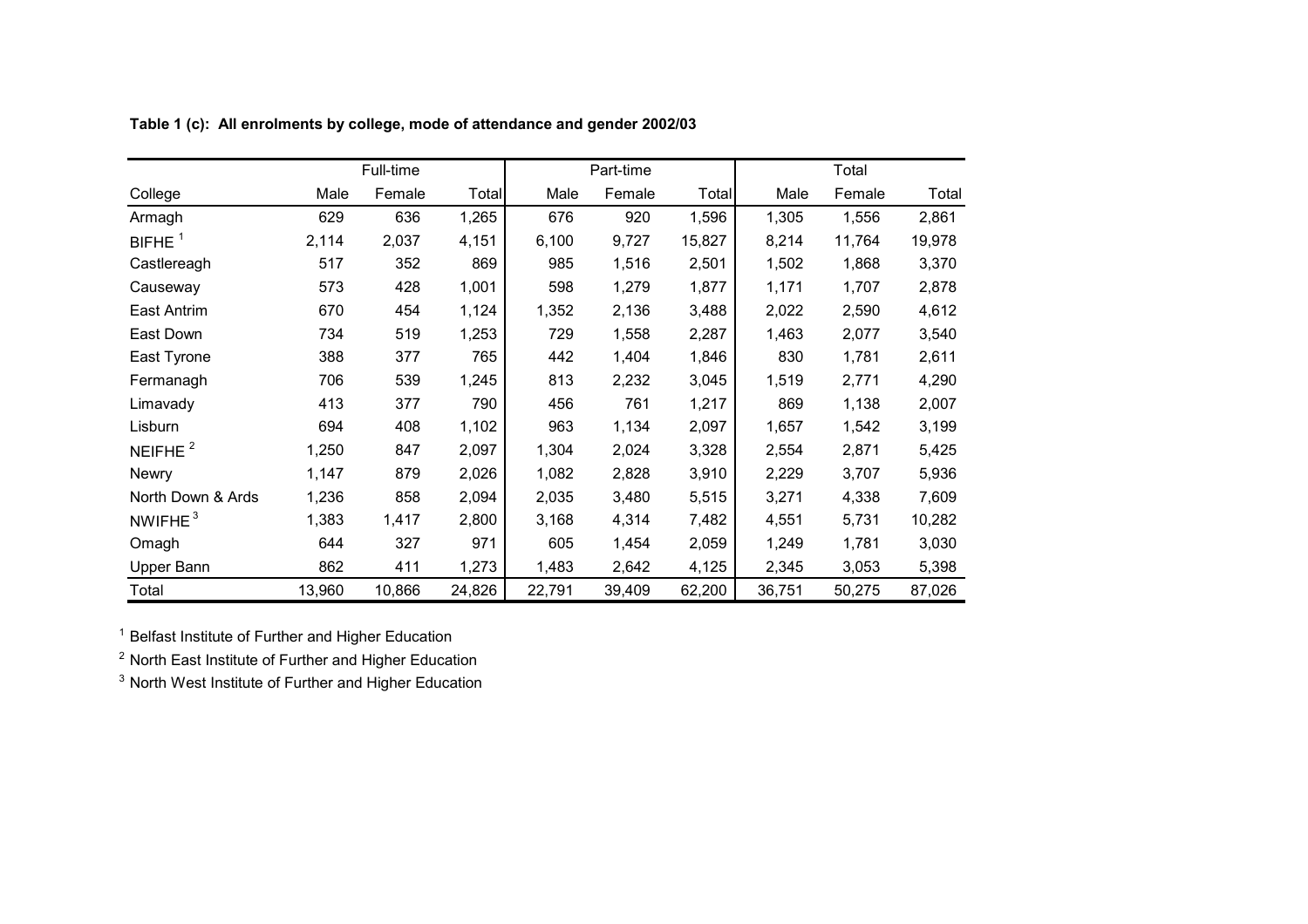**Table 1 (c): All enrolments by college, mode of attendance and gender 2002/03**

| | Full-time | | | Part-time | | | Total | | |
|---|---|---|---|---|---|---|---|---|---|
| College | Male | Female | Total | Male | Female | Total | Male | Female | Total |
| Armagh | 629 | 636 | 1,265 | 676 | 920 | 1,596 | 1,305 | 1,556 | 2,861 |
| BIFHE [1] | 2,114 | 2,037 | 4,151 | 6,100 | 9,727 | 15,827 | 8,214 | 11,764 | 19,978 |
| Castlereagh | 517 | 352 | 869 | 985 | 1,516 | 2,501 | 1,502 | 1,868 | 3,370 |
| Causeway | 573 | 428 | 1,001 | 598 | 1,279 | 1,877 | 1,171 | 1,707 | 2,878 |
| East Antrim | 670 | 454 | 1,124 | 1,352 | 2,136 | 3,488 | 2,022 | 2,590 | 4,612 |
| East Down | 734 | 519 | 1,253 | 729 | 1,558 | 2,287 | 1,463 | 2,077 | 3,540 |
| East Tyrone | 388 | 377 | 765 | 442 | 1,404 | 1,846 | 830 | 1,781 | 2,611 |
| Fermanagh | 706 | 539 | 1,245 | 813 | 2,232 | 3,045 | 1,519 | 2,771 | 4,290 |
| Limavady | 413 | 377 | 790 | 456 | 761 | 1,217 | 869 | 1,138 | 2,007 |
| Lisburn | 694 | 408 | 1,102 | 963 | 1,134 | 2,097 | 1,657 | 1,542 | 3,199 |
| NEIFHE [2] | 1,250 | 847 | 2,097 | 1,304 | 2,024 | 3,328 | 2,554 | 2,871 | 5,425 |
| Newry | 1,147 | 879 | 2,026 | 1,082 | 2,828 | 3,910 | 2,229 | 3,707 | 5,936 |
| North Down & Ards | 1,236 | 858 | 2,094 | 2,035 | 3,480 | 5,515 | 3,271 | 4,338 | 7,609 |
| NWIFHE [3] | 1,383 | 1,417 | 2,800 | 3,168 | 4,314 | 7,482 | 4,551 | 5,731 | 10,282 |
| Omagh | 644 | 327 | 971 | 605 | 1,454 | 2,059 | 1,249 | 1,781 | 3,030 |
| Upper Bann | 862 | 411 | 1,273 | 1,483 | 2,642 | 4,125 | 2,345 | 3,053 | 5,398 |
| Total | 13,960 | 10,866 | 24,826 | 22,791 | 39,409 | 62,200 | 36,751 | 50,275 | 87,026 |

[1] Belfast Institute of Further and Higher Education

[2] North East Institute of Further and Higher Education

[3] North West Institute of Further and Higher Education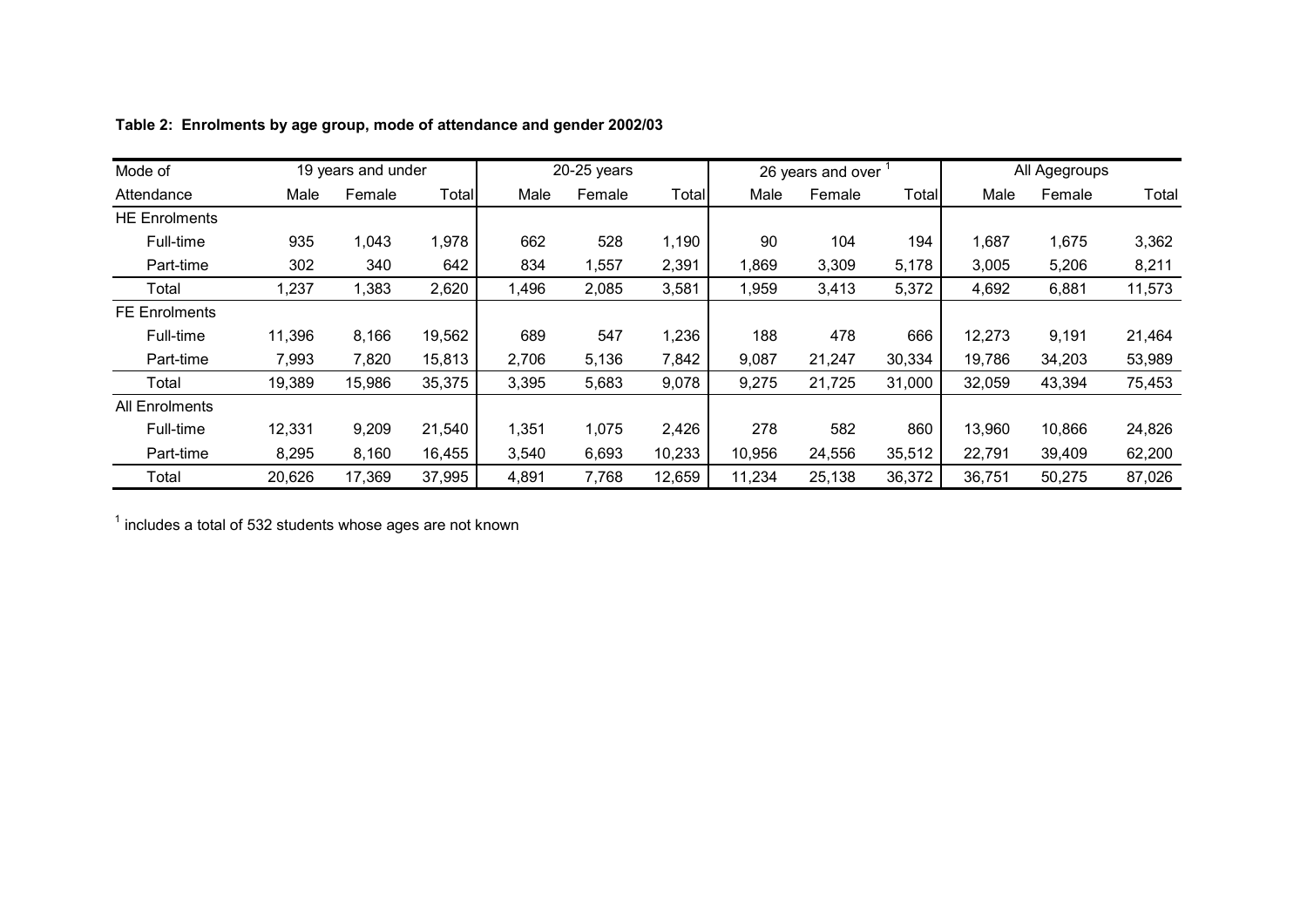**Table 2: Enrolments by age group, mode of attendance and gender 2002/03**

| Mode of | 19 years and under | | | 20-25 years | | | 26 years and over [1] | | | All Agegroups | | |
|---|---|---|---|---|---|---|---|---|---|---|---|---|
| Attendance | Male | Female | Total | Male | Female | Total | Male | Female | Total | Male | Female | Total |
| HE Enrolments | | | | | | | | | | | | |
| Full-time | 935 | 1,043 | 1,978 | 662 | 528 | 1,190 | 90 | 104 | 194 | 1,687 | 1,675 | 3,362 |
| Part-time | 302 | 340 | 642 | 834 | 1,557 | 2,391 | 1,869 | 3,309 | 5,178 | 3,005 | 5,206 | 8,211 |
| Total | 1,237 | 1,383 | 2,620 | 1,496 | 2,085 | 3,581 | 1,959 | 3,413 | 5,372 | 4,692 | 6,881 | 11,573 |
| FE Enrolments | | | | | | | | | | | | |
| Full-time | 11,396 | 8,166 | 19,562 | 689 | 547 | 1,236 | 188 | 478 | 666 | 12,273 | 9,191 | 21,464 |
| Part-time | 7,993 | 7,820 | 15,813 | 2,706 | 5,136 | 7,842 | 9,087 | 21,247 | 30,334 | 19,786 | 34,203 | 53,989 |
| Total | 19,389 | 15,986 | 35,375 | 3,395 | 5,683 | 9,078 | 9,275 | 21,725 | 31,000 | 32,059 | 43,394 | 75,453 |
| All Enrolments | | | | | | | | | | | | |
| Full-time | 12,331 | 9,209 | 21,540 | 1,351 | 1,075 | 2,426 | 278 | 582 | 860 | 13,960 | 10,866 | 24,826 |
| Part-time | 8,295 | 8,160 | 16,455 | 3,540 | 6,693 | 10,233 | 10,956 | 24,556 | 35,512 | 22,791 | 39,409 | 62,200 |
| Total | 20,626 | 17,369 | 37,995 | 4,891 | 7,768 | 12,659 | 11,234 | 25,138 | 36,372 | 36,751 | 50,275 | 87,026 |

[1] includes a total of 532 students whose ages are not known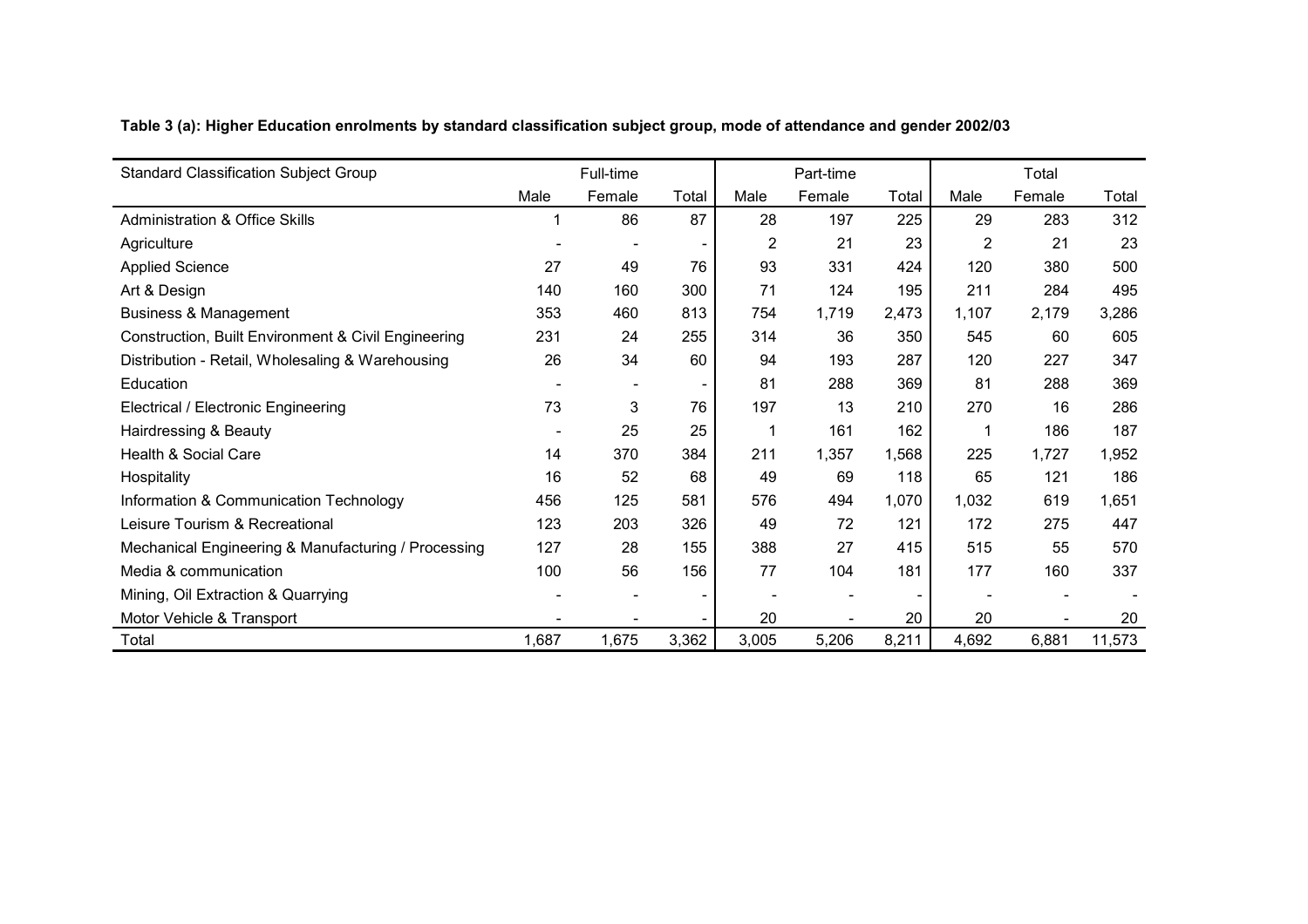**Table 3 (a): Higher Education enrolments by standard classification subject group, mode of attendance and gender 2002/03**

| Standard Classification Subject Group | Full-time | | | Part-time | | | Total | | |
|---|---|---|---|---|---|---|---|---|---|
| | Male | Female | Total | Male | Female | Total | Male | Female | Total |
| Administration & Office Skills | 1 | 86 | 87 | 28 | 197 | 225 | 29 | 283 | 312 |
| Agriculture | - | - | - | 2 | 21 | 23 | 2 | 21 | 23 |
| Applied Science | 27 | 49 | 76 | 93 | 331 | 424 | 120 | 380 | 500 |
| Art & Design | 140 | 160 | 300 | 71 | 124 | 195 | 211 | 284 | 495 |
| Business & Management | 353 | 460 | 813 | 754 | 1,719 | 2,473 | 1,107 | 2,179 | 3,286 |
| Construction, Built Environment & Civil Engineering | 231 | 24 | 255 | 314 | 36 | 350 | 545 | 60 | 605 |
| Distribution - Retail, Wholesaling & Warehousing | 26 | 34 | 60 | 94 | 193 | 287 | 120 | 227 | 347 |
| Education | - | - | - | 81 | 288 | 369 | 81 | 288 | 369 |
| Electrical / Electronic Engineering | 73 | 3 | 76 | 197 | 13 | 210 | 270 | 16 | 286 |
| Hairdressing & Beauty | - | 25 | 25 | 1 | 161 | 162 | 1 | 186 | 187 |
| Health & Social Care | 14 | 370 | 384 | 211 | 1,357 | 1,568 | 225 | 1,727 | 1,952 |
| Hospitality | 16 | 52 | 68 | 49 | 69 | 118 | 65 | 121 | 186 |
| Information & Communication Technology | 456 | 125 | 581 | 576 | 494 | 1,070 | 1,032 | 619 | 1,651 |
| Leisure Tourism & Recreational | 123 | 203 | 326 | 49 | 72 | 121 | 172 | 275 | 447 |
| Mechanical Engineering & Manufacturing / Processing | 127 | 28 | 155 | 388 | 27 | 415 | 515 | 55 | 570 |
| Media & communication | 100 | 56 | 156 | 77 | 104 | 181 | 177 | 160 | 337 |
| Mining, Oil Extraction & Quarrying | - | - | - | - | - | - | - | - | - |
| Motor Vehicle & Transport | - | - | - | 20 | - | 20 | 20 | - | 20 |
| Total | 1,687 | 1,675 | 3,362 | 3,005 | 5,206 | 8,211 | 4,692 | 6,881 | 11,573 |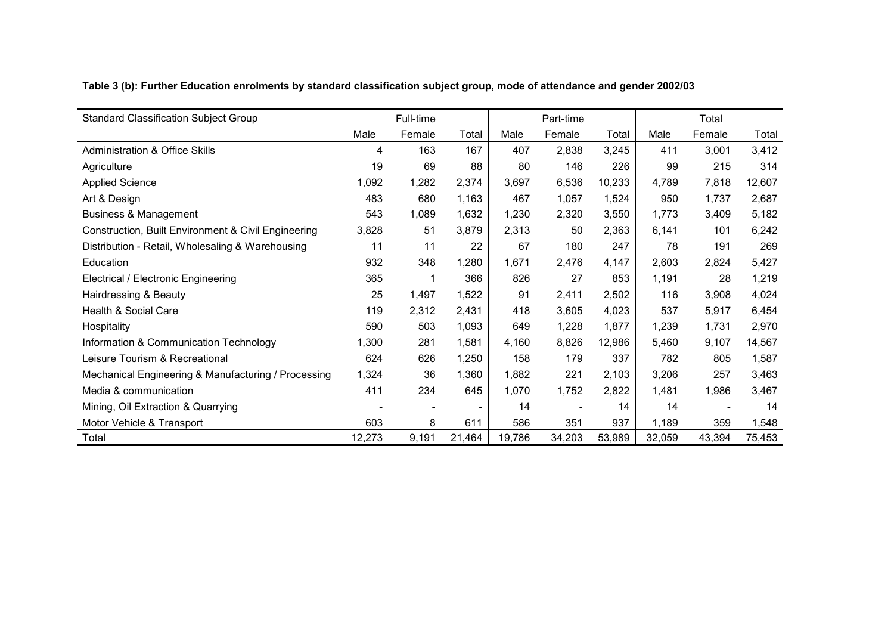**Table 3 (b): Further Education enrolments by standard classification subject group, mode of attendance and gender 2002/03**

| Standard Classification Subject Group | Full-time | | | Part-time | | | Total | | |
|---|---|---|---|---|---|---|---|---|---|
| | Male | Female | Total | Male | Female | Total | Male | Female | Total |
| Administration & Office Skills | 4 | 163 | 167 | 407 | 2,838 | 3,245 | 411 | 3,001 | 3,412 |
| Agriculture | 19 | 69 | 88 | 80 | 146 | 226 | 99 | 215 | 314 |
| Applied Science | 1,092 | 1,282 | 2,374 | 3,697 | 6,536 | 10,233 | 4,789 | 7,818 | 12,607 |
| Art & Design | 483 | 680 | 1,163 | 467 | 1,057 | 1,524 | 950 | 1,737 | 2,687 |
| Business & Management | 543 | 1,089 | 1,632 | 1,230 | 2,320 | 3,550 | 1,773 | 3,409 | 5,182 |
| Construction, Built Environment & Civil Engineering | 3,828 | 51 | 3,879 | 2,313 | 50 | 2,363 | 6,141 | 101 | 6,242 |
| Distribution - Retail, Wholesaling & Warehousing | 11 | 11 | 22 | 67 | 180 | 247 | 78 | 191 | 269 |
| Education | 932 | 348 | 1,280 | 1,671 | 2,476 | 4,147 | 2,603 | 2,824 | 5,427 |
| Electrical / Electronic Engineering | 365 | 1 | 366 | 826 | 27 | 853 | 1,191 | 28 | 1,219 |
| Hairdressing & Beauty | 25 | 1,497 | 1,522 | 91 | 2,411 | 2,502 | 116 | 3,908 | 4,024 |
| Health & Social Care | 119 | 2,312 | 2,431 | 418 | 3,605 | 4,023 | 537 | 5,917 | 6,454 |
| Hospitality | 590 | 503 | 1,093 | 649 | 1,228 | 1,877 | 1,239 | 1,731 | 2,970 |
| Information & Communication Technology | 1,300 | 281 | 1,581 | 4,160 | 8,826 | 12,986 | 5,460 | 9,107 | 14,567 |
| Leisure Tourism & Recreational | 624 | 626 | 1,250 | 158 | 179 | 337 | 782 | 805 | 1,587 |
| Mechanical Engineering & Manufacturing / Processing | 1,324 | 36 | 1,360 | 1,882 | 221 | 2,103 | 3,206 | 257 | 3,463 |
| Media & communication | 411 | 234 | 645 | 1,070 | 1,752 | 2,822 | 1,481 | 1,986 | 3,467 |
| Mining, Oil Extraction & Quarrying | - | - | - | 14 | - | 14 | 14 | - | 14 |
| Motor Vehicle & Transport | 603 | 8 | 611 | 586 | 351 | 937 | 1,189 | 359 | 1,548 |
| Total | 12,273 | 9,191 | 21,464 | 19,786 | 34,203 | 53,989 | 32,059 | 43,394 | 75,453 |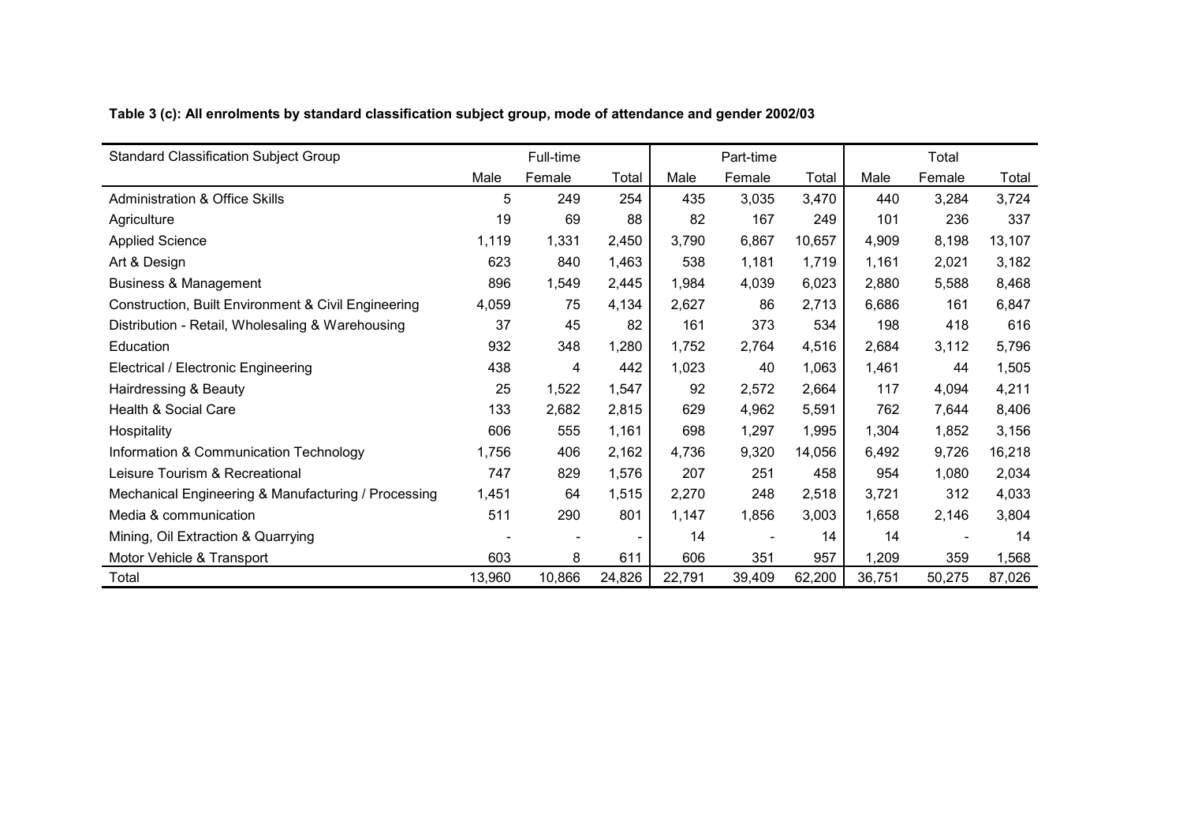**Table 3 (c): All enrolments by standard classification subject group, mode of attendance and gender 2002/03**

| Standard Classification Subject Group | Full-time | | | Part-time | | | Total | | |
|---|---|---|---|---|---|---|---|---|---|
| | Male | Female | Total | Male | Female | Total | Male | Female | Total |
| Administration & Office Skills | 5 | 249 | 254 | 435 | 3,035 | 3,470 | 440 | 3,284 | 3,724 |
| Agriculture | 19 | 69 | 88 | 82 | 167 | 249 | 101 | 236 | 337 |
| Applied Science | 1,119 | 1,331 | 2,450 | 3,790 | 6,867 | 10,657 | 4,909 | 8,198 | 13,107 |
| Art & Design | 623 | 840 | 1,463 | 538 | 1,181 | 1,719 | 1,161 | 2,021 | 3,182 |
| Business & Management | 896 | 1,549 | 2,445 | 1,984 | 4,039 | 6,023 | 2,880 | 5,588 | 8,468 |
| Construction, Built Environment & Civil Engineering | 4,059 | 75 | 4,134 | 2,627 | 86 | 2,713 | 6,686 | 161 | 6,847 |
| Distribution - Retail, Wholesaling & Warehousing | 37 | 45 | 82 | 161 | 373 | 534 | 198 | 418 | 616 |
| Education | 932 | 348 | 1,280 | 1,752 | 2,764 | 4,516 | 2,684 | 3,112 | 5,796 |
| Electrical / Electronic Engineering | 438 | 4 | 442 | 1,023 | 40 | 1,063 | 1,461 | 44 | 1,505 |
| Hairdressing & Beauty | 25 | 1,522 | 1,547 | 92 | 2,572 | 2,664 | 117 | 4,094 | 4,211 |
| Health & Social Care | 133 | 2,682 | 2,815 | 629 | 4,962 | 5,591 | 762 | 7,644 | 8,406 |
| Hospitality | 606 | 555 | 1,161 | 698 | 1,297 | 1,995 | 1,304 | 1,852 | 3,156 |
| Information & Communication Technology | 1,756 | 406 | 2,162 | 4,736 | 9,320 | 14,056 | 6,492 | 9,726 | 16,218 |
| Leisure Tourism & Recreational | 747 | 829 | 1,576 | 207 | 251 | 458 | 954 | 1,080 | 2,034 |
| Mechanical Engineering & Manufacturing / Processing | 1,451 | 64 | 1,515 | 2,270 | 248 | 2,518 | 3,721 | 312 | 4,033 |
| Media & communication | 511 | 290 | 801 | 1,147 | 1,856 | 3,003 | 1,658 | 2,146 | 3,804 |
| Mining, Oil Extraction & Quarrying | - | - | - | 14 | - | 14 | 14 | - | 14 |
| Motor Vehicle & Transport | 603 | 8 | 611 | 606 | 351 | 957 | 1,209 | 359 | 1,568 |
| Total | 13,960 | 10,866 | 24,826 | 22,791 | 39,409 | 62,200 | 36,751 | 50,275 | 87,026 |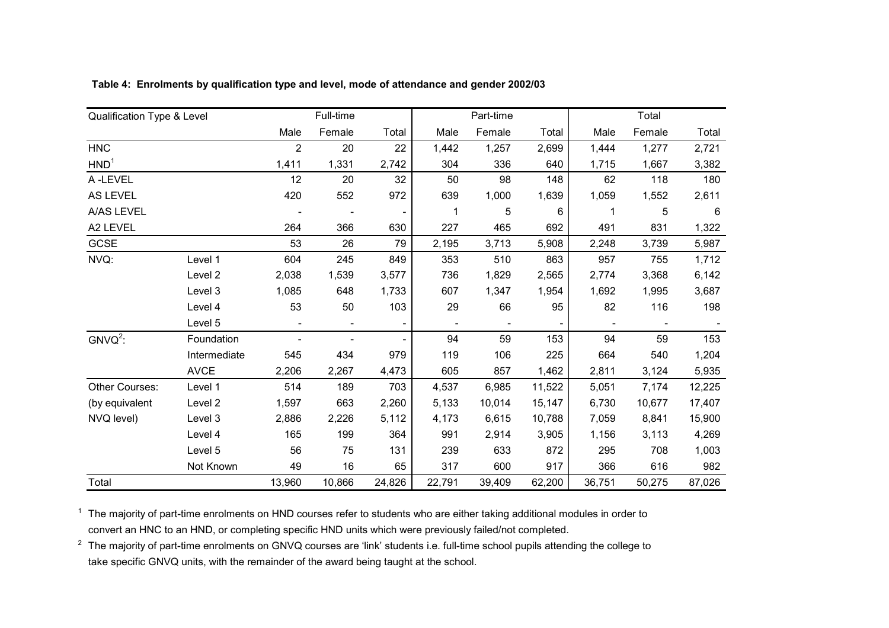**Table 4: Enrolments by qualification type and level, mode of attendance and gender 2002/03**

| Qualification Type & Level | | Full-time | | | Part-time | | | Total | | |
|---|---|---|---|---|---|---|---|---|---|---|
| | | Male | Female | Total | Male | Female | Total | Male | Female | Total |
| HNC | | 2 | 20 | 22 | 1,442 | 1,257 | 2,699 | 1,444 | 1,277 | 2,721 |
| HND[1] | | 1,411 | 1,331 | 2,742 | 304 | 336 | 640 | 1,715 | 1,667 | 3,382 |
| A -LEVEL | | 12 | 20 | 32 | 50 | 98 | 148 | 62 | 118 | 180 |
| AS LEVEL | | 420 | 552 | 972 | 639 | 1,000 | 1,639 | 1,059 | 1,552 | 2,611 |
| A/AS LEVEL | | - | - | - | 1 | 5 | 6 | 1 | 5 | 6 |
| A2 LEVEL | | 264 | 366 | 630 | 227 | 465 | 692 | 491 | 831 | 1,322 |
| GCSE | | 53 | 26 | 79 | 2,195 | 3,713 | 5,908 | 2,248 | 3,739 | 5,987 |
| NVQ: | Level 1 | 604 | 245 | 849 | 353 | 510 | 863 | 957 | 755 | 1,712 |
| | Level 2 | 2,038 | 1,539 | 3,577 | 736 | 1,829 | 2,565 | 2,774 | 3,368 | 6,142 |
| | Level 3 | 1,085 | 648 | 1,733 | 607 | 1,347 | 1,954 | 1,692 | 1,995 | 3,687 |
| | Level 4 | 53 | 50 | 103 | 29 | 66 | 95 | 82 | 116 | 198 |
| | Level 5 | - | - | - | - | - | - | - | - | - |
| GNVQ[2]: | Foundation | - | - | - | 94 | 59 | 153 | 94 | 59 | 153 |
| | Intermediate | 545 | 434 | 979 | 119 | 106 | 225 | 664 | 540 | 1,204 |
| | AVCE | 2,206 | 2,267 | 4,473 | 605 | 857 | 1,462 | 2,811 | 3,124 | 5,935 |
| Other Courses: | Level 1 | 514 | 189 | 703 | 4,537 | 6,985 | 11,522 | 5,051 | 7,174 | 12,225 |
| (by equivalent | Level 2 | 1,597 | 663 | 2,260 | 5,133 | 10,014 | 15,147 | 6,730 | 10,677 | 17,407 |
| NVQ level) | Level 3 | 2,886 | 2,226 | 5,112 | 4,173 | 6,615 | 10,788 | 7,059 | 8,841 | 15,900 |
| | Level 4 | 165 | 199 | 364 | 991 | 2,914 | 3,905 | 1,156 | 3,113 | 4,269 |
| | Level 5 | 56 | 75 | 131 | 239 | 633 | 872 | 295 | 708 | 1,003 |
| | Not Known | 49 | 16 | 65 | 317 | 600 | 917 | 366 | 616 | 982 |
| Total | | 13,960 | 10,866 | 24,826 | 22,791 | 39,409 | 62,200 | 36,751 | 50,275 | 87,026 |

[1] The majority of part-time enrolments on HND courses refer to students who are either taking additional modules in order to convert an HNC to an HND, or completing specific HND units which were previously failed/not completed.

[2] The majority of part-time enrolments on GNVQ courses are 'link' students i.e. full-time school pupils attending the college to take specific GNVQ units, with the remainder of the award being taught at the school.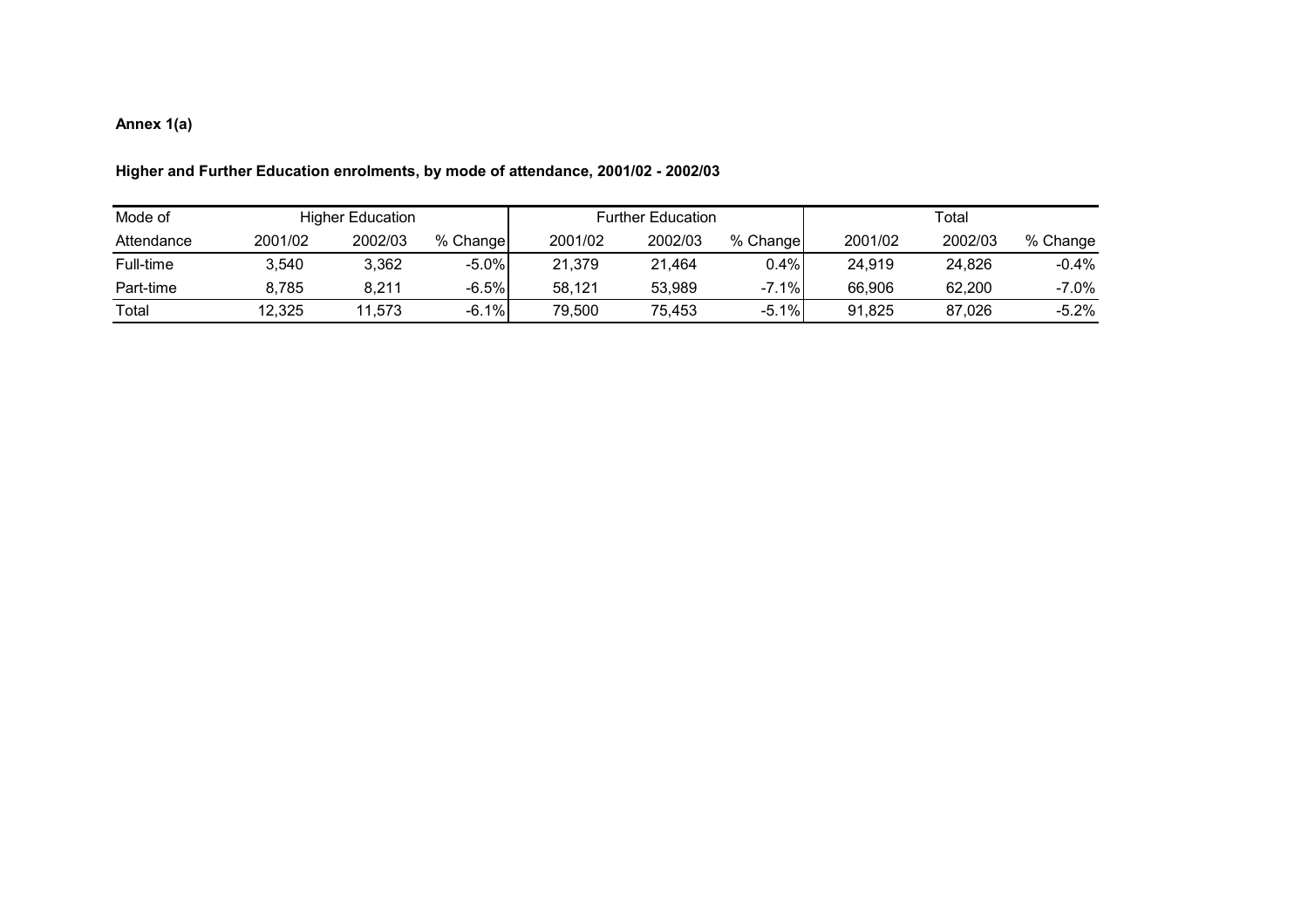**Annex 1(a)**

**Higher and Further Education enrolments, by mode of attendance, 2001/02 - 2002/03**

| Mode of | Higher Education | | | Further Education | | | Total | | |
|---|---|---|---|---|---|---|---|---|---|
| Attendance | 2001/02 | 2002/03 | % Change | 2001/02 | 2002/03 | % Change | 2001/02 | 2002/03 | % Change |
| Full-time | 3,540 | 3,362 | -5.0% | 21,379 | 21,464 | 0.4% | 24,919 | 24,826 | -0.4% |
| Part-time | 8,785 | 8,211 | -6.5% | 58,121 | 53,989 | -7.1% | 66,906 | 62,200 | -7.0% |
| Total | 12,325 | 11,573 | -6.1% | 79,500 | 75,453 | -5.1% | 91,825 | 87,026 | -5.2% |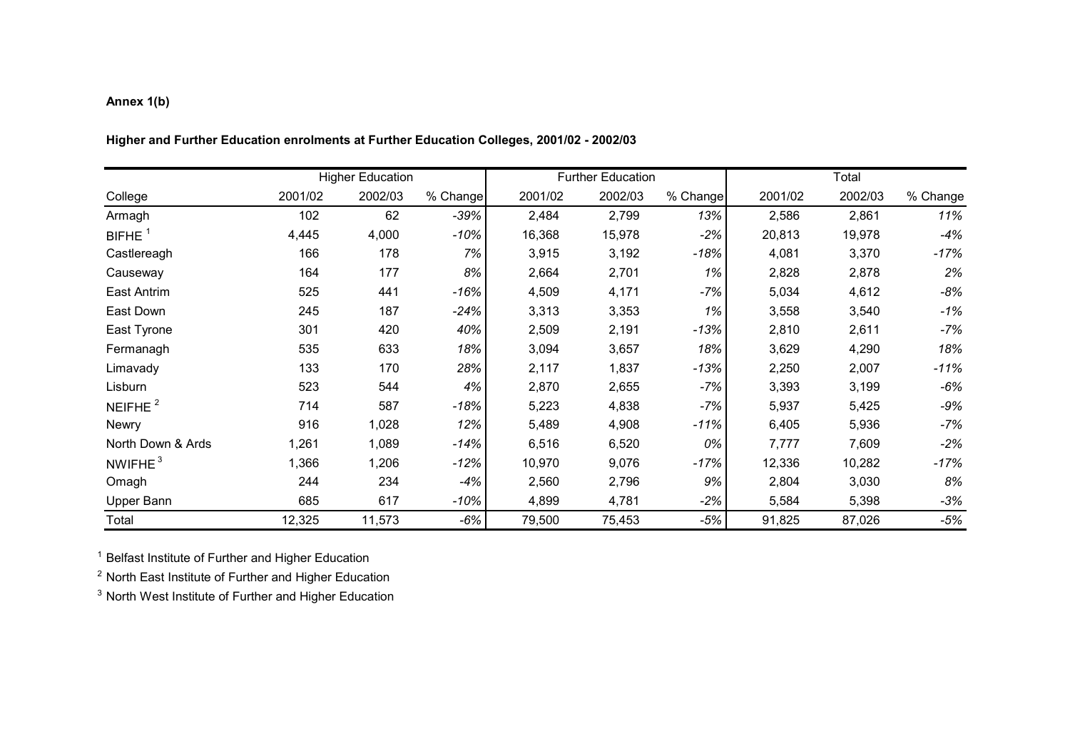**Annex 1(b)**

**Higher and Further Education enrolments at Further Education Colleges, 2001/02 - 2002/03**

| | Higher Education | | | Further Education | | | Total | | |
|---|---|---|---|---|---|---|---|---|---|
| College | 2001/02 | 2002/03 | % Change | 2001/02 | 2002/03 | % Change | 2001/02 | 2002/03 | % Change |
| Armagh | 102 | 62 | *-39%* | 2,484 | 2,799 | *13%* | 2,586 | 2,861 | *11%* |
| BIFHE [1] | 4,445 | 4,000 | *-10%* | 16,368 | 15,978 | *-2%* | 20,813 | 19,978 | *-4%* |
| Castlereagh | 166 | 178 | *7%* | 3,915 | 3,192 | *-18%* | 4,081 | 3,370 | *-17%* |
| Causeway | 164 | 177 | *8%* | 2,664 | 2,701 | *1%* | 2,828 | 2,878 | *2%* |
| East Antrim | 525 | 441 | *-16%* | 4,509 | 4,171 | *-7%* | 5,034 | 4,612 | *-8%* |
| East Down | 245 | 187 | *-24%* | 3,313 | 3,353 | *1%* | 3,558 | 3,540 | *-1%* |
| East Tyrone | 301 | 420 | *40%* | 2,509 | 2,191 | *-13%* | 2,810 | 2,611 | *-7%* |
| Fermanagh | 535 | 633 | *18%* | 3,094 | 3,657 | *18%* | 3,629 | 4,290 | *18%* |
| Limavady | 133 | 170 | *28%* | 2,117 | 1,837 | *-13%* | 2,250 | 2,007 | *-11%* |
| Lisburn | 523 | 544 | *4%* | 2,870 | 2,655 | *-7%* | 3,393 | 3,199 | *-6%* |
| NEIFHE [2] | 714 | 587 | *-18%* | 5,223 | 4,838 | *-7%* | 5,937 | 5,425 | *-9%* |
| Newry | 916 | 1,028 | *12%* | 5,489 | 4,908 | *-11%* | 6,405 | 5,936 | *-7%* |
| North Down & Ards | 1,261 | 1,089 | *-14%* | 6,516 | 6,520 | *0%* | 7,777 | 7,609 | *-2%* |
| NWIFHE [3] | 1,366 | 1,206 | *-12%* | 10,970 | 9,076 | *-17%* | 12,336 | 10,282 | *-17%* |
| Omagh | 244 | 234 | *-4%* | 2,560 | 2,796 | *9%* | 2,804 | 3,030 | *8%* |
| Upper Bann | 685 | 617 | *-10%* | 4,899 | 4,781 | *-2%* | 5,584 | 5,398 | *-3%* |
| Total | 12,325 | 11,573 | *-6%* | 79,500 | 75,453 | *-5%* | 91,825 | 87,026 | *-5%* |

[1] Belfast Institute of Further and Higher Education

[2] North East Institute of Further and Higher Education

[3] North West Institute of Further and Higher Education